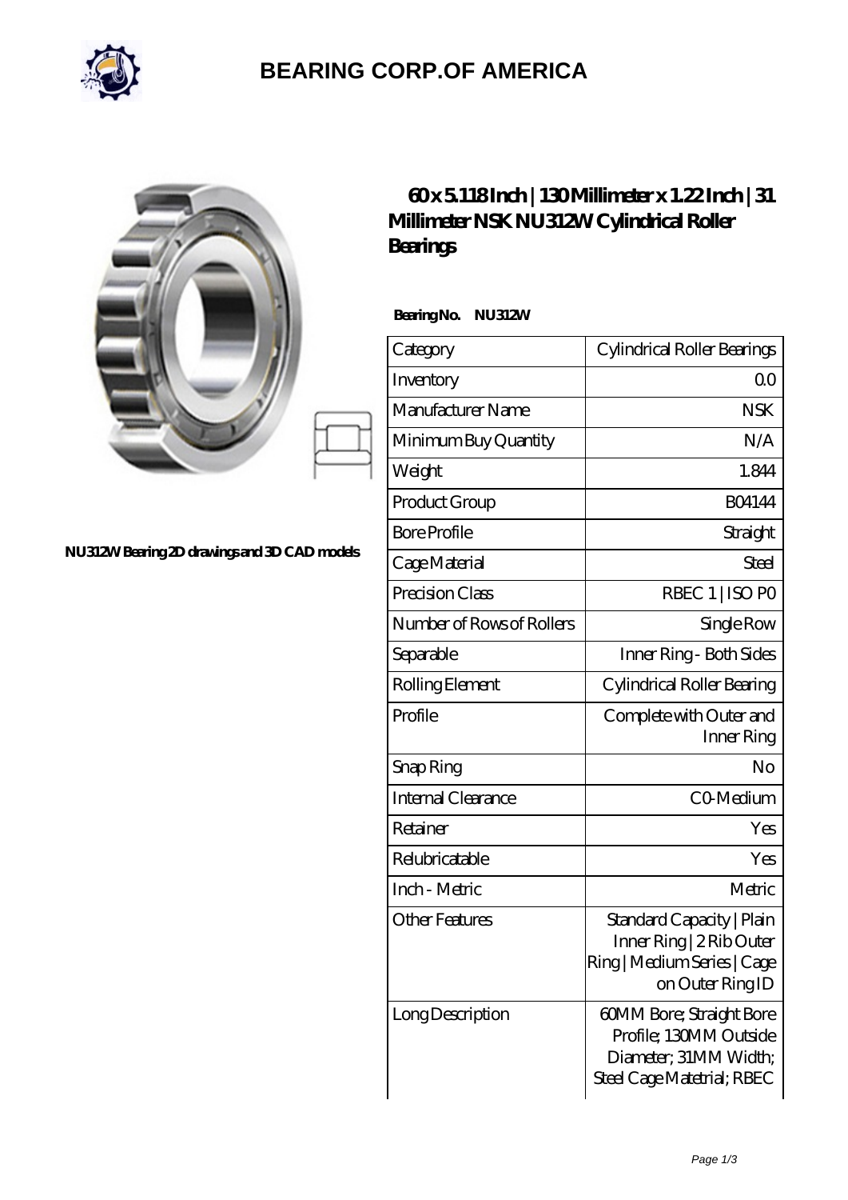# BEARING CORP.OF AMERICA

NU312W Bearing 2D drawings and 3D CAD models

## 60 x 5.118 Inch | 130 Millimeter x 1.22 Inch | 31 Millimeter NSK NU312W Cylindrical Roller Bearings

**Bearing No. NU312W**

| Category | Cylindrical Roller Bearings |
|---|---|
| Inventory | 0.0 |
| Manufacturer Name | NSK |
| Minimum Buy Quantity | N/A |
| Weight | 1.844 |
| Product Group | B04144 |
| Bore Profile | Straight |
| Cage Material | Steel |
| Precision Class | RBEC 1 \| ISO P0 |
| Number of Rows of Rollers | Single Row |
| Separable | Inner Ring - Both Sides |
| Rolling Element | Cylindrical Roller Bearing |
| Profile | Complete with Outer and Inner Ring |
| Snap Ring | No |
| Internal Clearance | C0-Medium |
| Retainer | Yes |
| Relubricatable | Yes |
| Inch - Metric | Metric |
| Other Features | Standard Capacity \| Plain Inner Ring \| 2 Rib Outer Ring \| Medium Series \| Cage on Outer Ring ID |
| Long Description | 60MM Bore; Straight Bore Profile; 130MM Outside Diameter; 31MM Width; Steel Cage Matetrial; RBEC |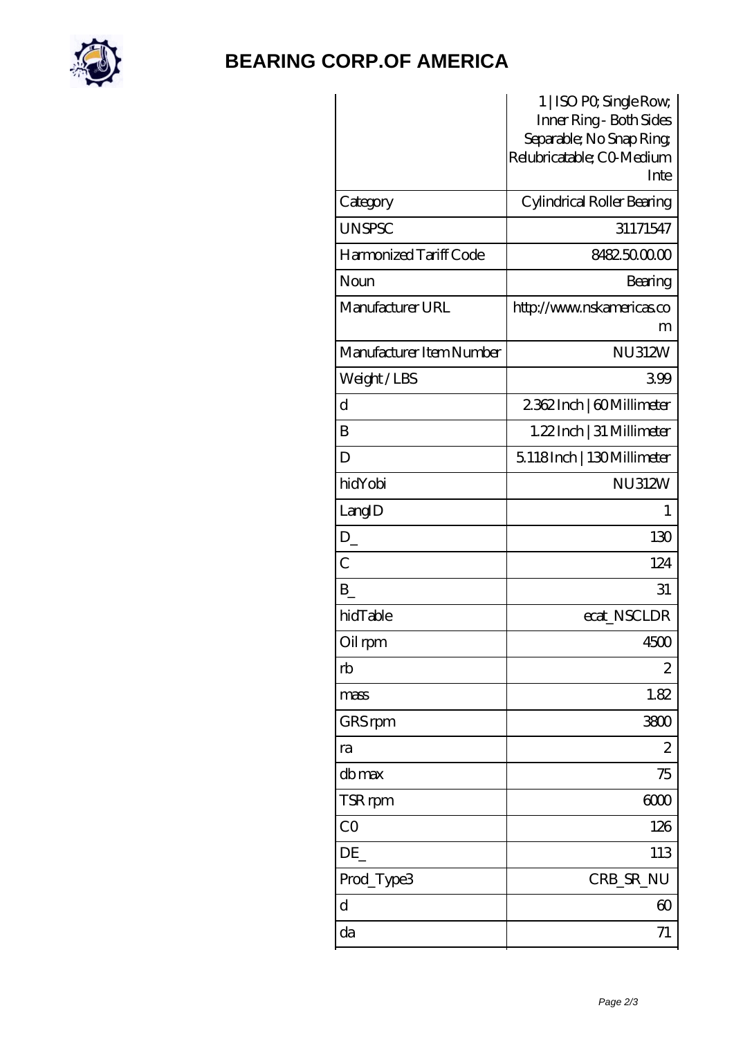| | 1 \| ISO P0; Single Row; Inner Ring - Both Sides Separable; No Snap Ring; Relubricatable; C0-Medium Inte |
|---|---|
| Category | Cylindrical Roller Bearing |
| UNSPSC | 31171547 |
| Harmonized Tariff Code | 8482.50.00.00 |
| Noun | Bearing |
| Manufacturer URL | http://www.nskamericas.com |
| Manufacturer Item Number | NU312W |
| Weight / LBS | 3.99 |
| d | 2.362 Inch \| 60 Millimeter |
| B | 1.22 Inch \| 31 Millimeter |
| D | 5.118 Inch \| 130 Millimeter |
| hidYobi | NU312W |
| LangID | 1 |
| D_ | 130 |
| C | 124 |
| B_ | 31 |
| hidTable | ecat_NSCLDR |
| Oil rpm | 4500 |
| rb | 2 |
| mass | 1.82 |
| GRS rpm | 3800 |
| ra | 2 |
| db max | 75 |
| TSR rpm | 6000 |
| C0 | 126 |
| DE_ | 113 |
| Prod_Type3 | CRB_SR_NU |
| d | 60 |
| da | 71 |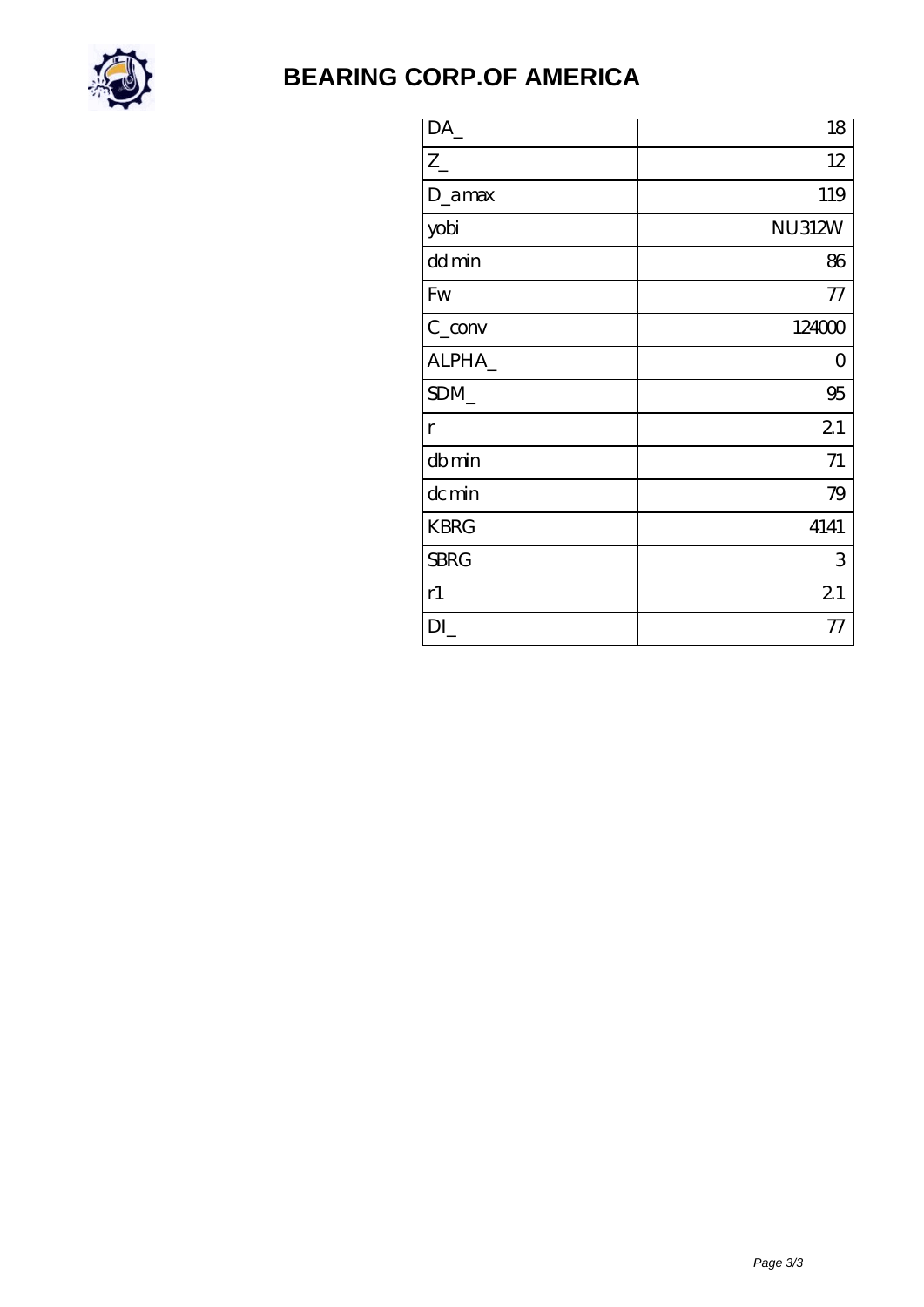| | |
|---|---|
| DA_ | 18 |
| Z_ | 12 |
| D_a max | 119 |
| yobi | NU312W |
| dd min | 86 |
| Fw | 77 |
| C_conv | 124000 |
| ALPHA_ | 0 |
| SDM_ | 95 |
| r | 2.1 |
| db min | 71 |
| dc min | 79 |
| KBRG | 4141 |
| SBRG | 3 |
| r1 | 2.1 |
| DI_ | 77 |